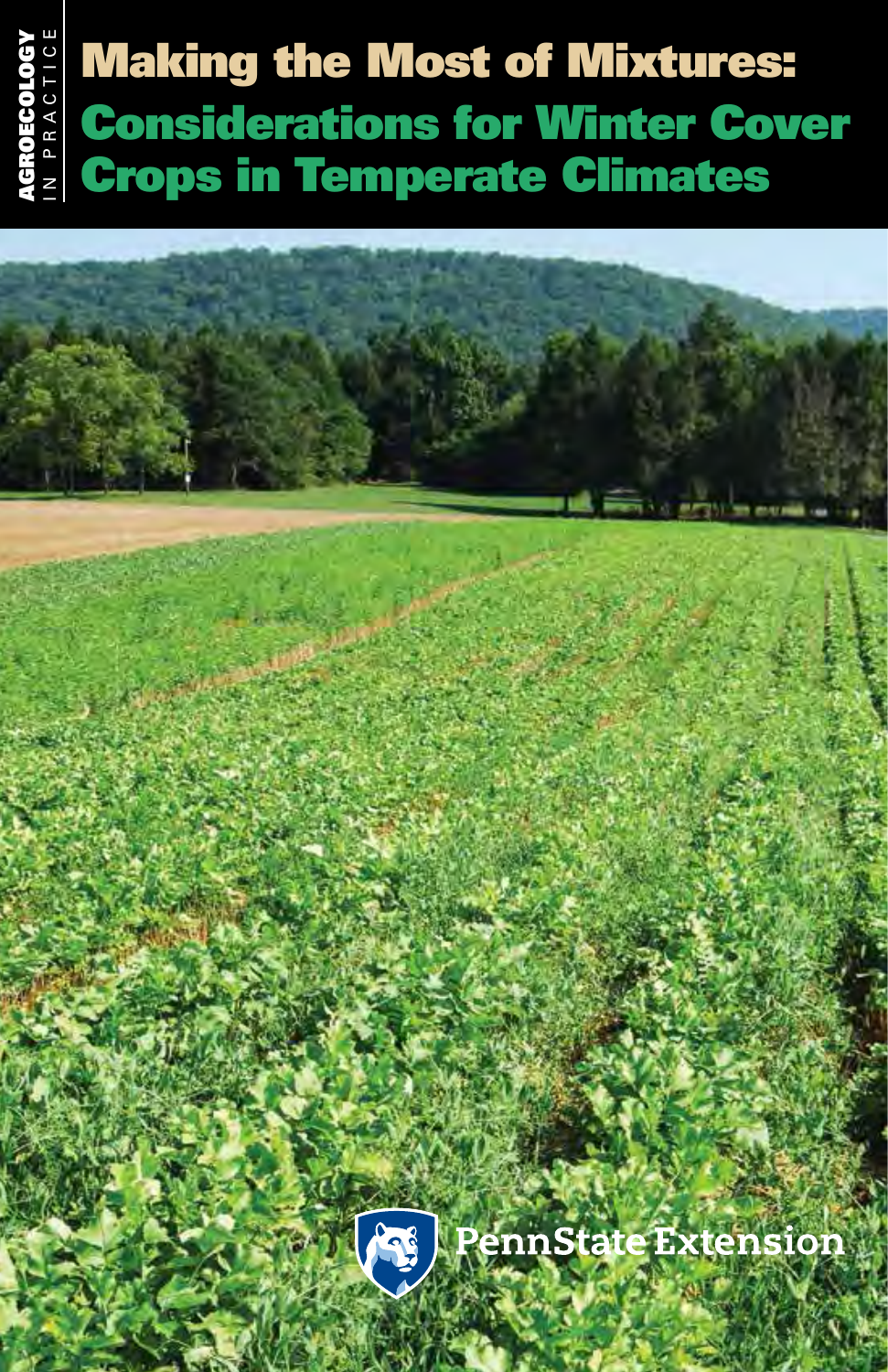AGROECOLOGY IN PRACTICE

# Making the Most of Mixtures: Considerations for Winter Cover Crops in Temperate Climates

PennState Extension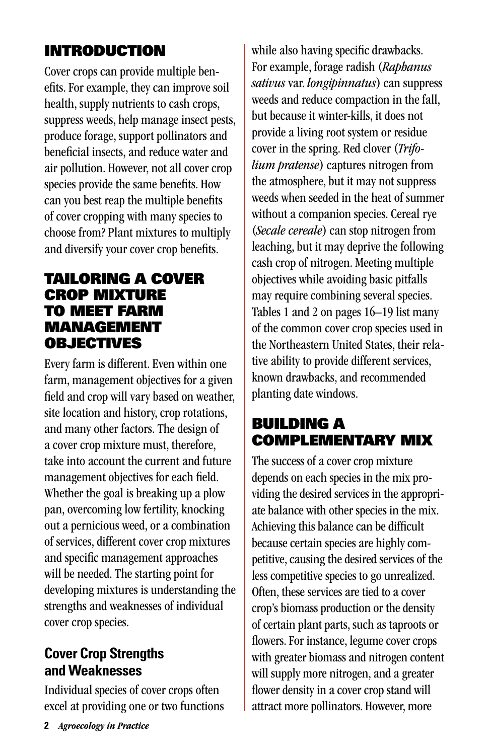## INTRODUCTION

Cover crops can provide multiple benefits. For example, they can improve soil health, supply nutrients to cash crops, suppress weeds, help manage insect pests, produce forage, support pollinators and beneficial insects, and reduce water and air pollution. However, not all cover crop species provide the same benefits. How can you best reap the multiple benefits of cover cropping with many species to choose from? Plant mixtures to multiply and diversify your cover crop benefits.

## TAILORING A COVER CROP MIXTURE TO MEET FARM MANAGEMENT OBJECTIVES

Every farm is different. Even within one farm, management objectives for a given field and crop will vary based on weather, site location and history, crop rotations, and many other factors. The design of a cover crop mixture must, therefore, take into account the current and future management objectives for each field. Whether the goal is breaking up a plow pan, overcoming low fertility, knocking out a pernicious weed, or a combination of services, different cover crop mixtures and specific management approaches will be needed. The starting point for developing mixtures is understanding the strengths and weaknesses of individual cover crop species.

### Cover Crop Strengths and Weaknesses

Individual species of cover crops often excel at providing one or two functions while also having specific drawbacks. For example, forage radish (*Raphanus sativus* var. *longipinnatus*) can suppress weeds and reduce compaction in the fall, but because it winter-kills, it does not provide a living root system or residue cover in the spring. Red clover (*Trifolium pratense*) captures nitrogen from the atmosphere, but it may not suppress weeds when seeded in the heat of summer without a companion species. Cereal rye (*Secale cereale*) can stop nitrogen from leaching, but it may deprive the following cash crop of nitrogen. Meeting multiple objectives while avoiding basic pitfalls may require combining several species. Tables 1 and 2 on pages 16–19 list many of the common cover crop species used in the Northeastern United States, their relative ability to provide different services, known drawbacks, and recommended planting date windows.

## BUILDING A COMPLEMENTARY MIX

The success of a cover crop mixture depends on each species in the mix providing the desired services in the appropriate balance with other species in the mix. Achieving this balance can be difficult because certain species are highly competitive, causing the desired services of the less competitive species to go unrealized. Often, these services are tied to a cover crop's biomass production or the density of certain plant parts, such as taproots or flowers. For instance, legume cover crops with greater biomass and nitrogen content will supply more nitrogen, and a greater flower density in a cover crop stand will attract more pollinators. However, more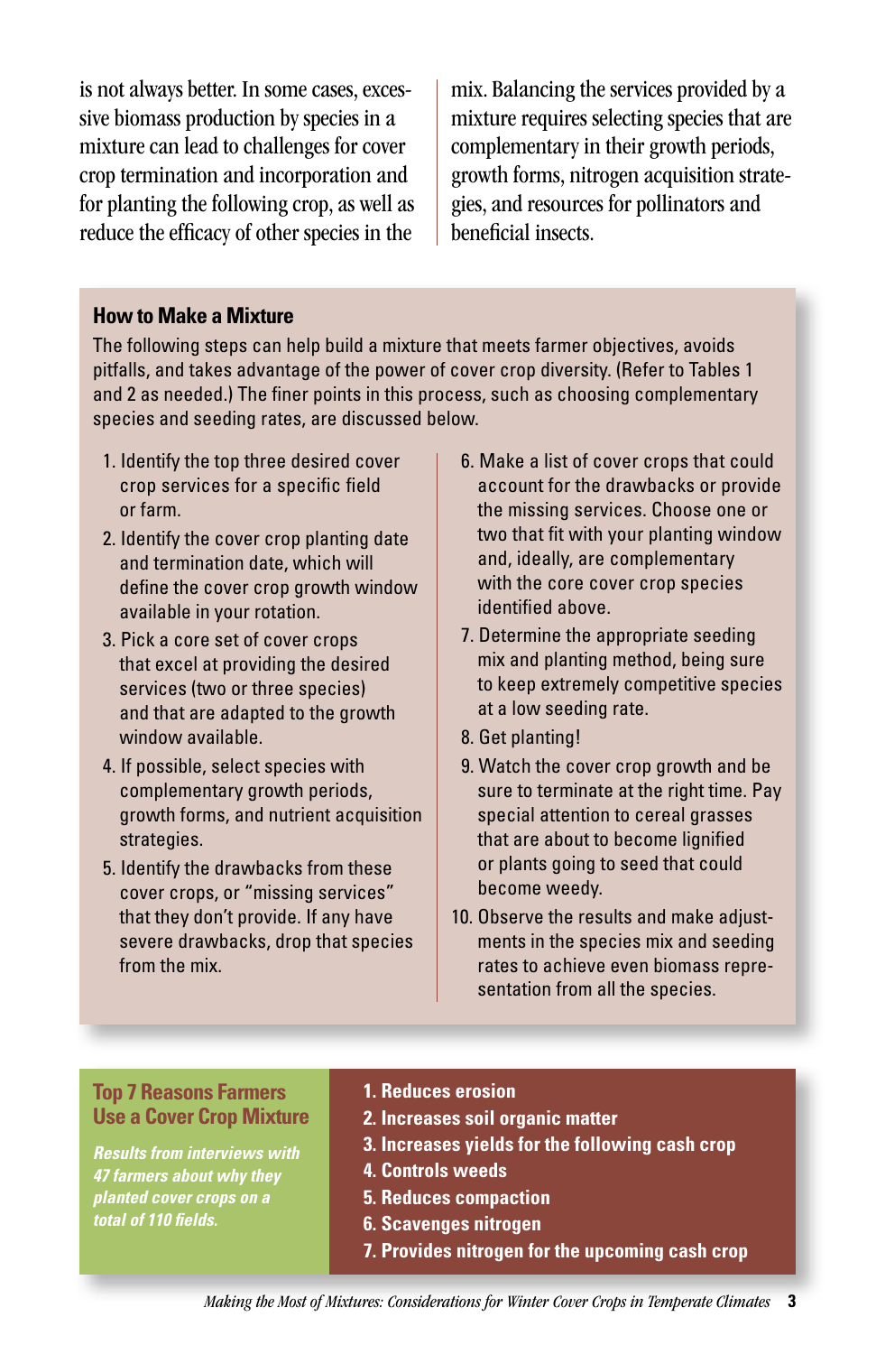is not always better. In some cases, excessive biomass production by species in a mixture can lead to challenges for cover crop termination and incorporation and for planting the following crop, as well as reduce the efficacy of other species in the mix. Balancing the services provided by a mixture requires selecting species that are complementary in their growth periods, growth forms, nitrogen acquisition strategies, and resources for pollinators and beneficial insects.

### How to Make a Mixture

The following steps can help build a mixture that meets farmer objectives, avoids pitfalls, and takes advantage of the power of cover crop diversity. (Refer to Tables 1 and 2 as needed.) The finer points in this process, such as choosing complementary species and seeding rates, are discussed below.

1. Identify the top three desired cover crop services for a specific field or farm.
2. Identify the cover crop planting date and termination date, which will define the cover crop growth window available in your rotation.
3. Pick a core set of cover crops that excel at providing the desired services (two or three species) and that are adapted to the growth window available.
4. If possible, select species with complementary growth periods, growth forms, and nutrient acquisition strategies.
5. Identify the drawbacks from these cover crops, or "missing services" that they don't provide. If any have severe drawbacks, drop that species from the mix.
6. Make a list of cover crops that could account for the drawbacks or provide the missing services. Choose one or two that fit with your planting window and, ideally, are complementary with the core cover crop species identified above.
7. Determine the appropriate seeding mix and planting method, being sure to keep extremely competitive species at a low seeding rate.
8. Get planting!
9. Watch the cover crop growth and be sure to terminate at the right time. Pay special attention to cereal grasses that are about to become lignified or plants going to seed that could become weedy.
10. Observe the results and make adjustments in the species mix and seeding rates to achieve even biomass representation from all the species.

### Top 7 Reasons Farmers Use a Cover Crop Mixture

***Results from interviews with 47 farmers about why they planted cover crops on a total of 110 fields.***

1. **Reduces erosion**
2. **Increases soil organic matter**
3. **Increases yields for the following cash crop**
4. **Controls weeds**
5. **Reduces compaction**
6. **Scavenges nitrogen**
7. **Provides nitrogen for the upcoming cash crop**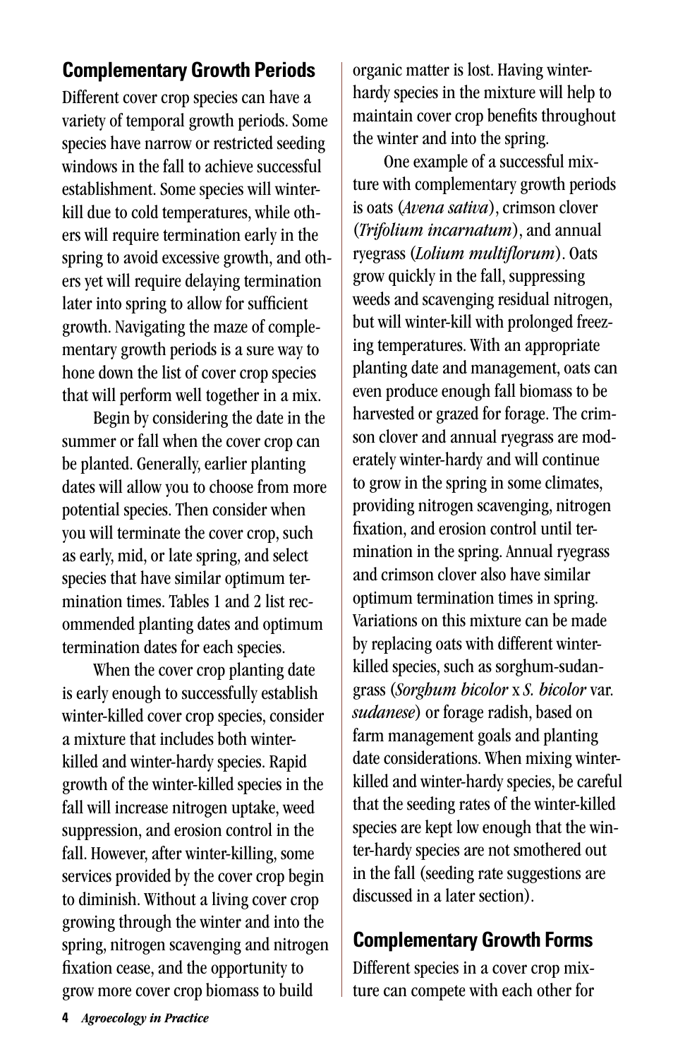## Complementary Growth Periods

Different cover crop species can have a variety of temporal growth periods. Some species have narrow or restricted seeding windows in the fall to achieve successful establishment. Some species will winter-kill due to cold temperatures, while others will require termination early in the spring to avoid excessive growth, and others yet will require delaying termination later into spring to allow for sufficient growth. Navigating the maze of complementary growth periods is a sure way to hone down the list of cover crop species that will perform well together in a mix.

Begin by considering the date in the summer or fall when the cover crop can be planted. Generally, earlier planting dates will allow you to choose from more potential species. Then consider when you will terminate the cover crop, such as early, mid, or late spring, and select species that have similar optimum termination times. Tables 1 and 2 list recommended planting dates and optimum termination dates for each species.

When the cover crop planting date is early enough to successfully establish winter-killed cover crop species, consider a mixture that includes both winter-killed and winter-hardy species. Rapid growth of the winter-killed species in the fall will increase nitrogen uptake, weed suppression, and erosion control in the fall. However, after winter-killing, some services provided by the cover crop begin to diminish. Without a living cover crop growing through the winter and into the spring, nitrogen scavenging and nitrogen fixation cease, and the opportunity to grow more cover crop biomass to build organic matter is lost. Having winter-hardy species in the mixture will help to maintain cover crop benefits throughout the winter and into the spring.

One example of a successful mixture with complementary growth periods is oats (*Avena sativa*), crimson clover (*Trifolium incarnatum*), and annual ryegrass (*Lolium multiflorum*). Oats grow quickly in the fall, suppressing weeds and scavenging residual nitrogen, but will winter-kill with prolonged freezing temperatures. With an appropriate planting date and management, oats can even produce enough fall biomass to be harvested or grazed for forage. The crimson clover and annual ryegrass are moderately winter-hardy and will continue to grow in the spring in some climates, providing nitrogen scavenging, nitrogen fixation, and erosion control until termination in the spring. Annual ryegrass and crimson clover also have similar optimum termination times in spring. Variations on this mixture can be made by replacing oats with different winter-killed species, such as sorghum-sudangrass (*Sorghum bicolor* x *S. bicolor* var. *sudanese*) or forage radish, based on farm management goals and planting date considerations. When mixing winter-killed and winter-hardy species, be careful that the seeding rates of the winter-killed species are kept low enough that the winter-hardy species are not smothered out in the fall (seeding rate suggestions are discussed in a later section).

## Complementary Growth Forms

Different species in a cover crop mixture can compete with each other for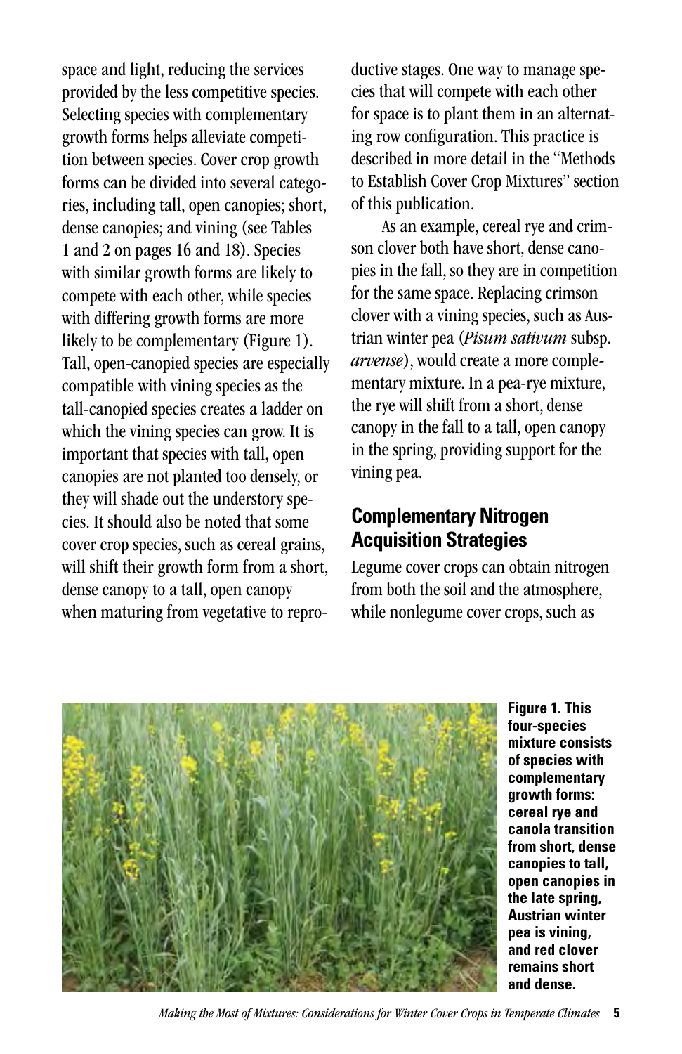space and light, reducing the services provided by the less competitive species. Selecting species with complementary growth forms helps alleviate competition between species. Cover crop growth forms can be divided into several categories, including tall, open canopies; short, dense canopies; and vining (see Tables 1 and 2 on pages 16 and 18). Species with similar growth forms are likely to compete with each other, while species with differing growth forms are more likely to be complementary (Figure 1). Tall, open-canopied species are especially compatible with vining species as the tall-canopied species creates a ladder on which the vining species can grow. It is important that species with tall, open canopies are not planted too densely, or they will shade out the understory species. It should also be noted that some cover crop species, such as cereal grains, will shift their growth form from a short, dense canopy to a tall, open canopy when maturing from vegetative to reproductive stages. One way to manage species that will compete with each other for space is to plant them in an alternating row configuration. This practice is described in more detail in the "Methods to Establish Cover Crop Mixtures" section of this publication.

As an example, cereal rye and crimson clover both have short, dense canopies in the fall, so they are in competition for the same space. Replacing crimson clover with a vining species, such as Austrian winter pea (*Pisum sativum* subsp. *arvense*), would create a more complementary mixture. In a pea-rye mixture, the rye will shift from a short, dense canopy in the fall to a tall, open canopy in the spring, providing support for the vining pea.

## Complementary Nitrogen Acquisition Strategies

Legume cover crops can obtain nitrogen from both the soil and the atmosphere, while nonlegume cover crops, such as

**Figure 1. This four-species mixture consists of species with complementary growth forms: cereal rye and canola transition from short, dense canopies to tall, open canopies in the late spring, Austrian winter pea is vining, and red clover remains short and dense.**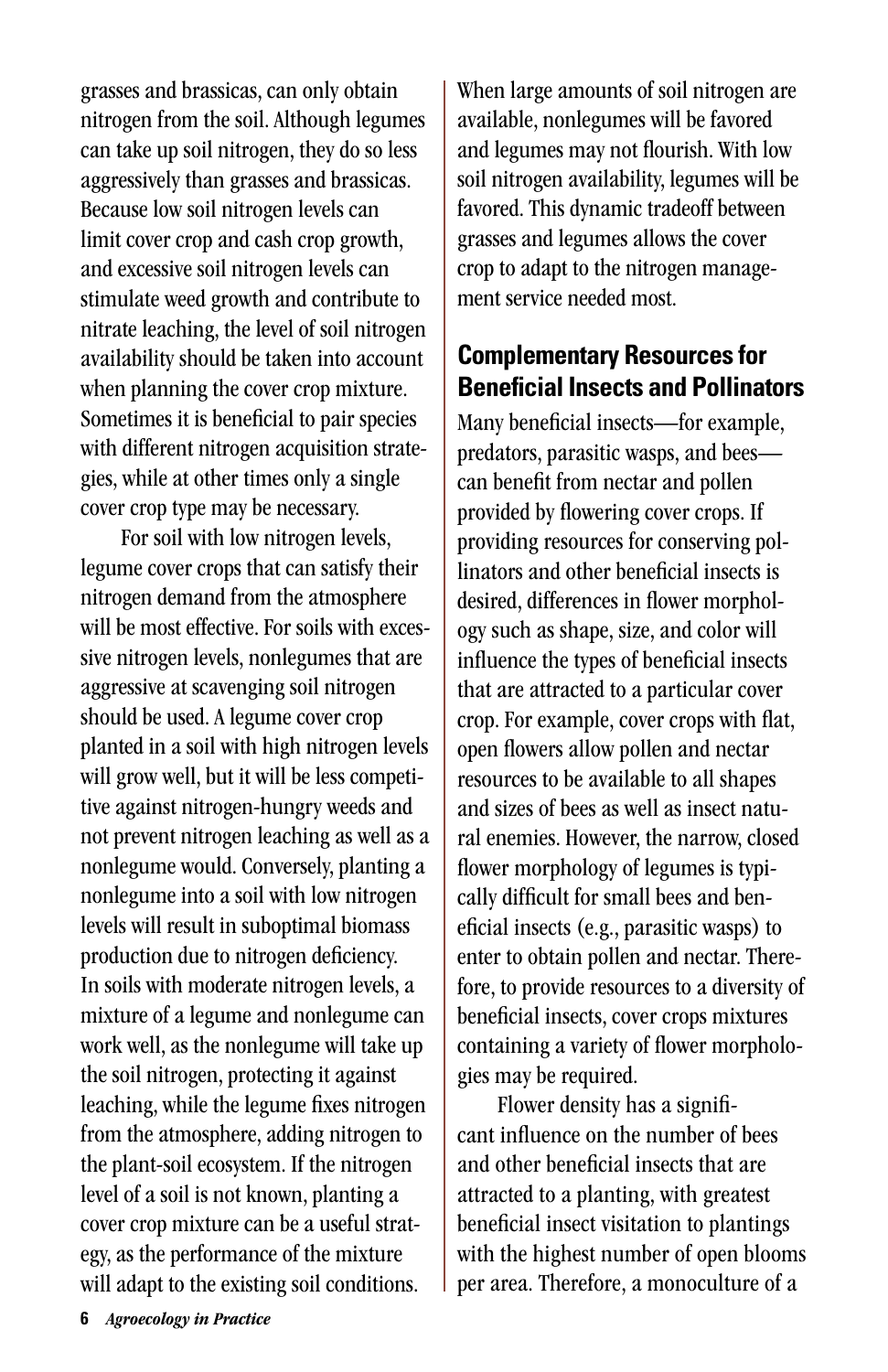grasses and brassicas, can only obtain nitrogen from the soil. Although legumes can take up soil nitrogen, they do so less aggressively than grasses and brassicas. Because low soil nitrogen levels can limit cover crop and cash crop growth, and excessive soil nitrogen levels can stimulate weed growth and contribute to nitrate leaching, the level of soil nitrogen availability should be taken into account when planning the cover crop mixture. Sometimes it is beneficial to pair species with different nitrogen acquisition strategies, while at other times only a single cover crop type may be necessary.

For soil with low nitrogen levels, legume cover crops that can satisfy their nitrogen demand from the atmosphere will be most effective. For soils with excessive nitrogen levels, nonlegumes that are aggressive at scavenging soil nitrogen should be used. A legume cover crop planted in a soil with high nitrogen levels will grow well, but it will be less competitive against nitrogen-hungry weeds and not prevent nitrogen leaching as well as a nonlegume would. Conversely, planting a nonlegume into a soil with low nitrogen levels will result in suboptimal biomass production due to nitrogen deficiency. In soils with moderate nitrogen levels, a mixture of a legume and nonlegume can work well, as the nonlegume will take up the soil nitrogen, protecting it against leaching, while the legume fixes nitrogen from the atmosphere, adding nitrogen to the plant-soil ecosystem. If the nitrogen level of a soil is not known, planting a cover crop mixture can be a useful strategy, as the performance of the mixture will adapt to the existing soil conditions. When large amounts of soil nitrogen are available, nonlegumes will be favored and legumes may not flourish. With low soil nitrogen availability, legumes will be favored. This dynamic tradeoff between grasses and legumes allows the cover crop to adapt to the nitrogen management service needed most.

## Complementary Resources for Beneficial Insects and Pollinators

Many beneficial insects—for example, predators, parasitic wasps, and bees—can benefit from nectar and pollen provided by flowering cover crops. If providing resources for conserving pollinators and other beneficial insects is desired, differences in flower morphology such as shape, size, and color will influence the types of beneficial insects that are attracted to a particular cover crop. For example, cover crops with flat, open flowers allow pollen and nectar resources to be available to all shapes and sizes of bees as well as insect natural enemies. However, the narrow, closed flower morphology of legumes is typically difficult for small bees and beneficial insects (e.g., parasitic wasps) to enter to obtain pollen and nectar. Therefore, to provide resources to a diversity of beneficial insects, cover crops mixtures containing a variety of flower morphologies may be required.

Flower density has a significant influence on the number of bees and other beneficial insects that are attracted to a planting, with greatest beneficial insect visitation to plantings with the highest number of open blooms per area. Therefore, a monoculture of a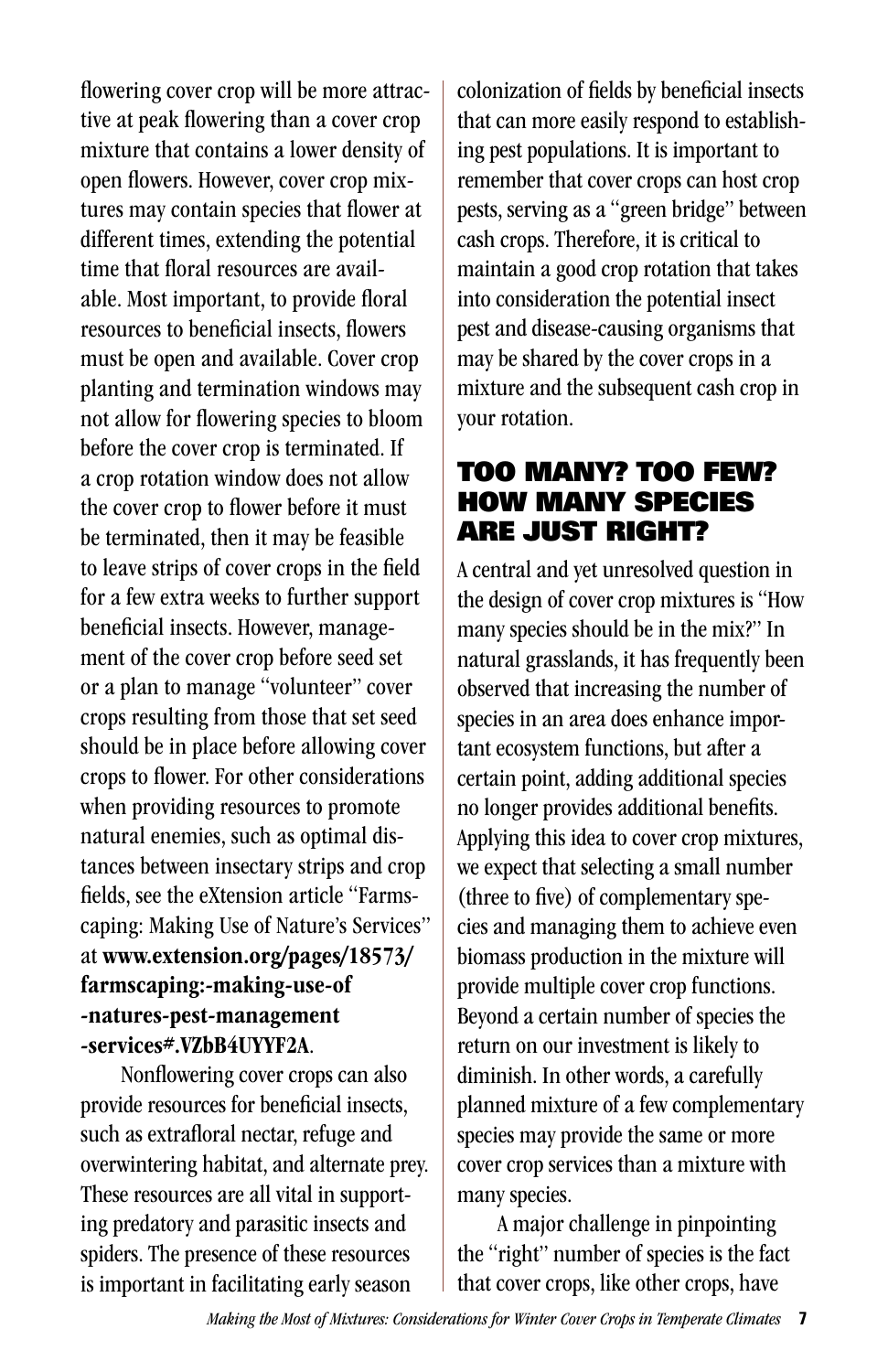flowering cover crop will be more attractive at peak flowering than a cover crop mixture that contains a lower density of open flowers. However, cover crop mixtures may contain species that flower at different times, extending the potential time that floral resources are available. Most important, to provide floral resources to beneficial insects, flowers must be open and available. Cover crop planting and termination windows may not allow for flowering species to bloom before the cover crop is terminated. If a crop rotation window does not allow the cover crop to flower before it must be terminated, then it may be feasible to leave strips of cover crops in the field for a few extra weeks to further support beneficial insects. However, management of the cover crop before seed set or a plan to manage "volunteer" cover crops resulting from those that set seed should be in place before allowing cover crops to flower. For other considerations when providing resources to promote natural enemies, such as optimal distances between insectary strips and crop fields, see the eXtension article "Farmscaping: Making Use of Nature's Services" at **www.extension.org/pages/18573/farmscaping:-making-use-of-natures-pest-management-services#.VZbB4UYYF2A**.

Nonflowering cover crops can also provide resources for beneficial insects, such as extrafloral nectar, refuge and overwintering habitat, and alternate prey. These resources are all vital in supporting predatory and parasitic insects and spiders. The presence of these resources is important in facilitating early season colonization of fields by beneficial insects that can more easily respond to establishing pest populations. It is important to remember that cover crops can host crop pests, serving as a "green bridge" between cash crops. Therefore, it is critical to maintain a good crop rotation that takes into consideration the potential insect pest and disease-causing organisms that may be shared by the cover crops in a mixture and the subsequent cash crop in your rotation.

## TOO MANY? TOO FEW? HOW MANY SPECIES ARE JUST RIGHT?

A central and yet unresolved question in the design of cover crop mixtures is "How many species should be in the mix?" In natural grasslands, it has frequently been observed that increasing the number of species in an area does enhance important ecosystem functions, but after a certain point, adding additional species no longer provides additional benefits. Applying this idea to cover crop mixtures, we expect that selecting a small number (three to five) of complementary species and managing them to achieve even biomass production in the mixture will provide multiple cover crop functions. Beyond a certain number of species the return on our investment is likely to diminish. In other words, a carefully planned mixture of a few complementary species may provide the same or more cover crop services than a mixture with many species.

A major challenge in pinpointing the "right" number of species is the fact that cover crops, like other crops, have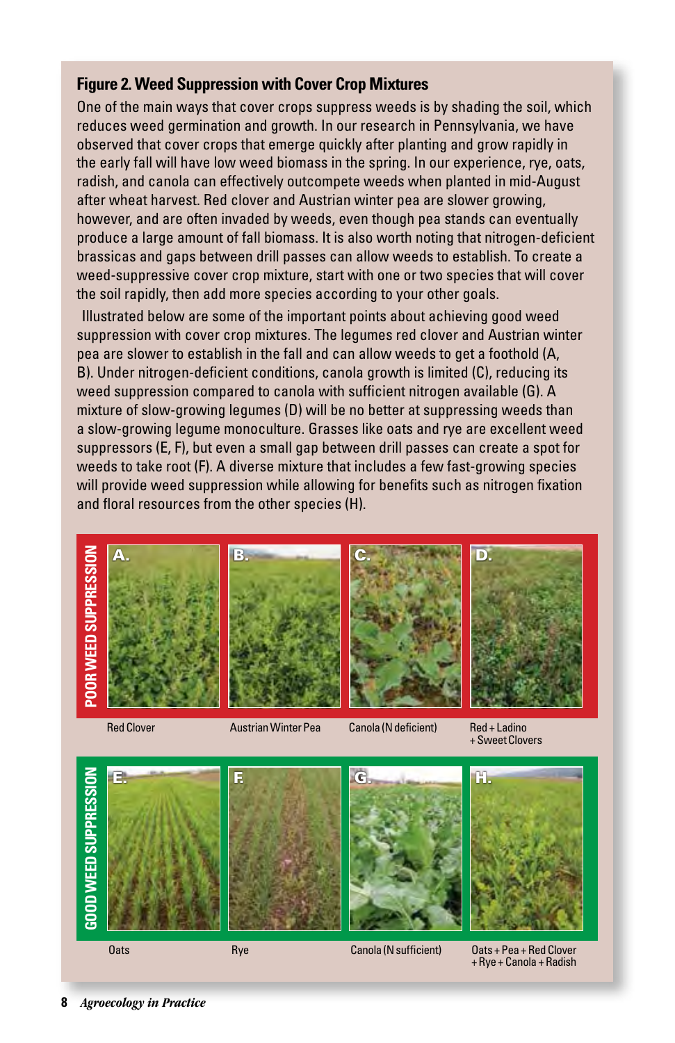### Figure 2. Weed Suppression with Cover Crop Mixtures

One of the main ways that cover crops suppress weeds is by shading the soil, which reduces weed germination and growth. In our research in Pennsylvania, we have observed that cover crops that emerge quickly after planting and grow rapidly in the early fall will have low weed biomass in the spring. In our experience, rye, oats, radish, and canola can effectively outcompete weeds when planted in mid-August after wheat harvest. Red clover and Austrian winter pea are slower growing, however, and are often invaded by weeds, even though pea stands can eventually produce a large amount of fall biomass. It is also worth noting that nitrogen-deficient brassicas and gaps between drill passes can allow weeds to establish. To create a weed-suppressive cover crop mixture, start with one or two species that will cover the soil rapidly, then add more species according to your other goals.

Illustrated below are some of the important points about achieving good weed suppression with cover crop mixtures. The legumes red clover and Austrian winter pea are slower to establish in the fall and can allow weeds to get a foothold (A, B). Under nitrogen-deficient conditions, canola growth is limited (C), reducing its weed suppression compared to canola with sufficient nitrogen available (G). A mixture of slow-growing legumes (D) will be no better at suppressing weeds than a slow-growing legume monoculture. Grasses like oats and rye are excellent weed suppressors (E, F), but even a small gap between drill passes can create a spot for weeds to take root (F). A diverse mixture that includes a few fast-growing species will provide weed suppression while allowing for benefits such as nitrogen fixation and floral resources from the other species (H).

**POOR WEED SUPPRESSION**

A. Red Clover

B. Austrian Winter Pea

C. Canola (N deficient)

D. Red + Ladino + Sweet Clovers

**GOOD WEED SUPPRESSION**

E. Oats

F. Rye

G. Canola (N sufficient)

H. Oats + Pea + Red Clover + Rye + Canola + Radish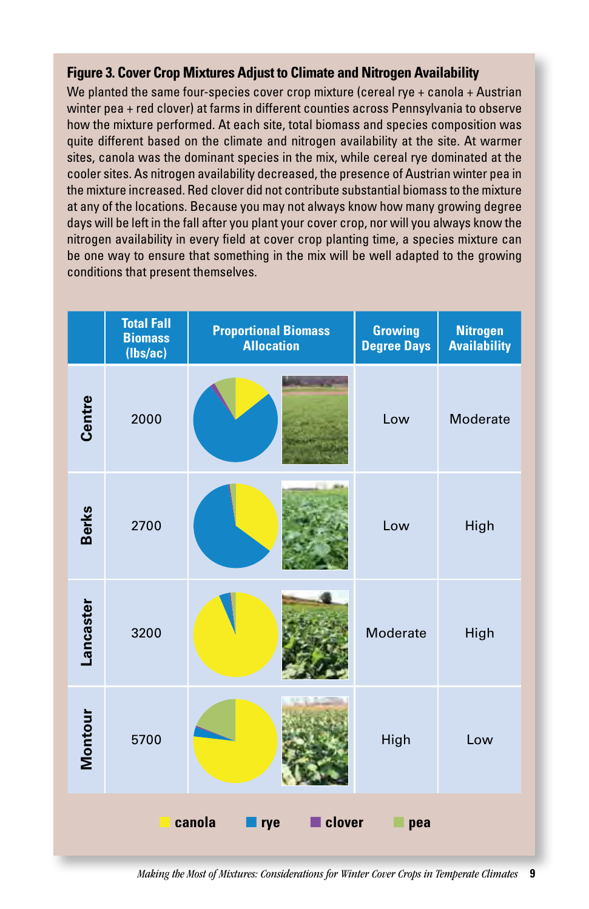**Figure 3. Cover Crop Mixtures Adjust to Climate and Nitrogen Availability**

We planted the same four-species cover crop mixture (cereal rye + canola + Austrian winter pea + red clover) at farms in different counties across Pennsylvania to observe how the mixture performed. At each site, total biomass and species composition was quite different based on the climate and nitrogen availability at the site. At warmer sites, canola was the dominant species in the mix, while cereal rye dominated at the cooler sites. As nitrogen availability decreased, the presence of Austrian winter pea in the mixture increased. Red clover did not contribute substantial biomass to the mixture at any of the locations. Because you may not always know how many growing degree days will be left in the fall after you plant your cover crop, nor will you always know the nitrogen availability in every field at cover crop planting time, a species mixture can be one way to ensure that something in the mix will be well adapted to the growing conditions that present themselves.

| | Total Fall Biomass (lbs/ac) | Proportional Biomass Allocation | Growing Degree Days | Nitrogen Availability |
|---|---|---|---|---|
| Centre | 2000 | | Low | Moderate |
| Berks | 2700 | | Low | High |
| Lancaster | 3200 | | Moderate | High |
| Montour | 5700 | | High | Low |

canola  rye  clover  pea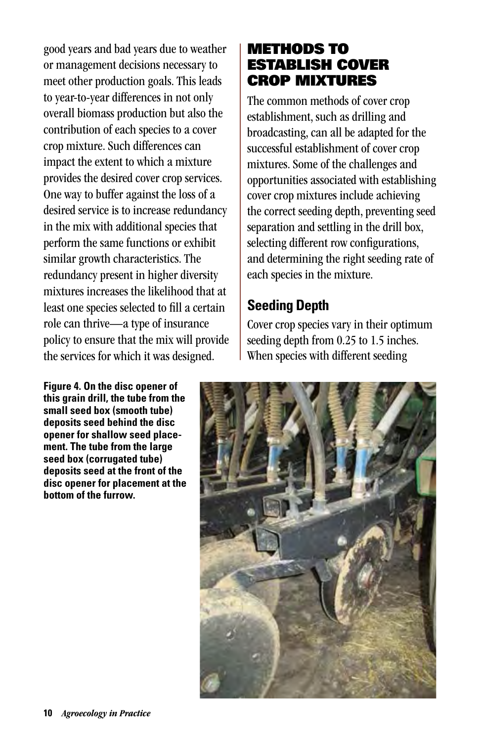good years and bad years due to weather or management decisions necessary to meet other production goals. This leads to year-to-year differences in not only overall biomass production but also the contribution of each species to a cover crop mixture. Such differences can impact the extent to which a mixture provides the desired cover crop services. One way to buffer against the loss of a desired service is to increase redundancy in the mix with additional species that perform the same functions or exhibit similar growth characteristics. The redundancy present in higher diversity mixtures increases the likelihood that at least one species selected to fill a certain role can thrive—a type of insurance policy to ensure that the mix will provide the services for which it was designed.

## METHODS TO ESTABLISH COVER CROP MIXTURES

The common methods of cover crop establishment, such as drilling and broadcasting, can all be adapted for the successful establishment of cover crop mixtures. Some of the challenges and opportunities associated with establishing cover crop mixtures include achieving the correct seeding depth, preventing seed separation and settling in the drill box, selecting different row configurations, and determining the right seeding rate of each species in the mixture.

### Seeding Depth

Cover crop species vary in their optimum seeding depth from 0.25 to 1.5 inches. When species with different seeding

**Figure 4. On the disc opener of this grain drill, the tube from the small seed box (smooth tube) deposits seed behind the disc opener for shallow seed placement. The tube from the large seed box (corrugated tube) deposits seed at the front of the disc opener for placement at the bottom of the furrow.**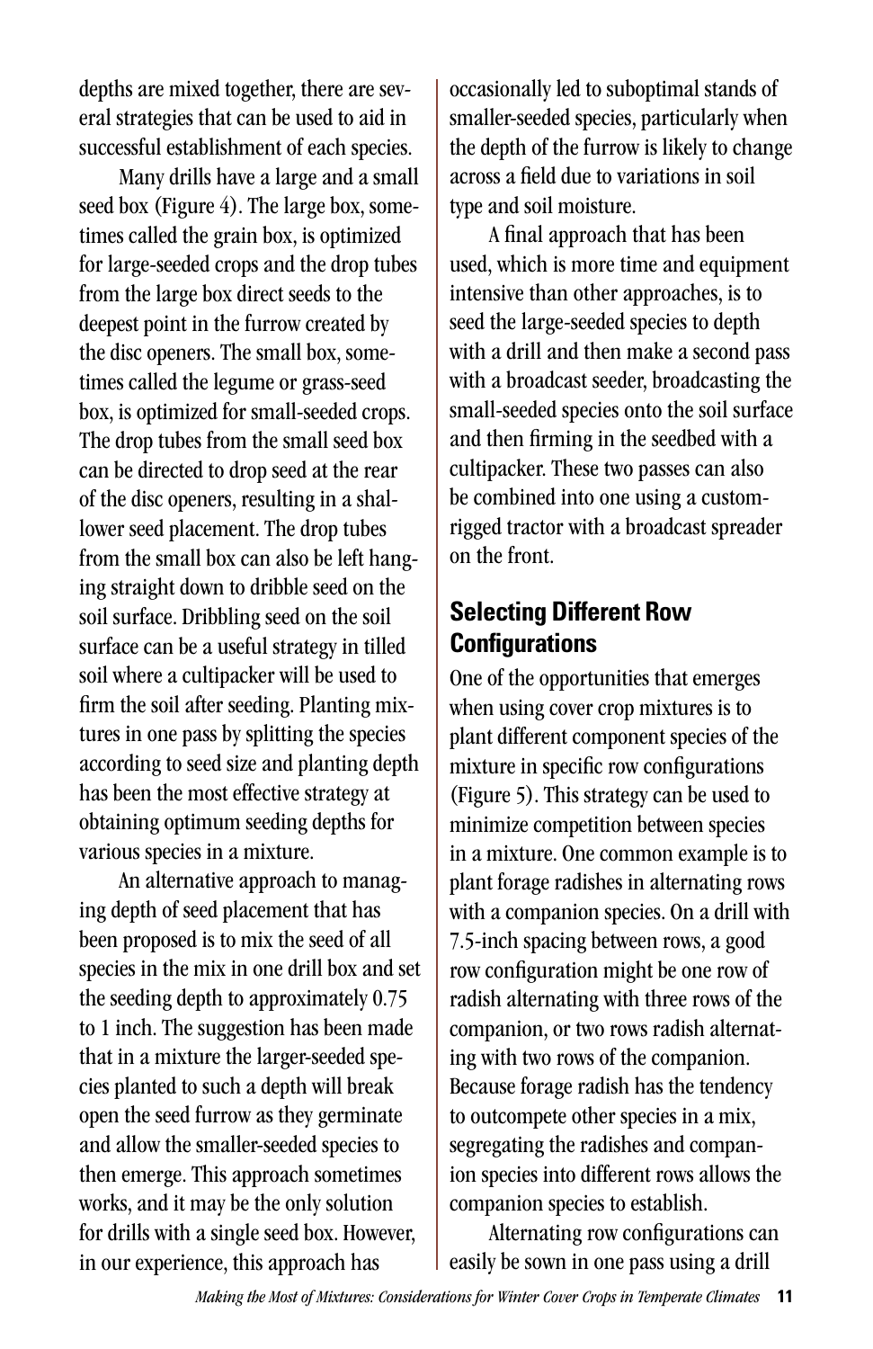depths are mixed together, there are several strategies that can be used to aid in successful establishment of each species.

Many drills have a large and a small seed box (Figure 4). The large box, sometimes called the grain box, is optimized for large-seeded crops and the drop tubes from the large box direct seeds to the deepest point in the furrow created by the disc openers. The small box, sometimes called the legume or grass-seed box, is optimized for small-seeded crops. The drop tubes from the small seed box can be directed to drop seed at the rear of the disc openers, resulting in a shallower seed placement. The drop tubes from the small box can also be left hanging straight down to dribble seed on the soil surface. Dribbling seed on the soil surface can be a useful strategy in tilled soil where a cultipacker will be used to firm the soil after seeding. Planting mixtures in one pass by splitting the species according to seed size and planting depth has been the most effective strategy at obtaining optimum seeding depths for various species in a mixture.

An alternative approach to managing depth of seed placement that has been proposed is to mix the seed of all species in the mix in one drill box and set the seeding depth to approximately 0.75 to 1 inch. The suggestion has been made that in a mixture the larger-seeded species planted to such a depth will break open the seed furrow as they germinate and allow the smaller-seeded species to then emerge. This approach sometimes works, and it may be the only solution for drills with a single seed box. However, in our experience, this approach has occasionally led to suboptimal stands of smaller-seeded species, particularly when the depth of the furrow is likely to change across a field due to variations in soil type and soil moisture.

A final approach that has been used, which is more time and equipment intensive than other approaches, is to seed the large-seeded species to depth with a drill and then make a second pass with a broadcast seeder, broadcasting the small-seeded species onto the soil surface and then firming in the seedbed with a cultipacker. These two passes can also be combined into one using a custom-rigged tractor with a broadcast spreader on the front.

## Selecting Different Row Configurations

One of the opportunities that emerges when using cover crop mixtures is to plant different component species of the mixture in specific row configurations (Figure 5). This strategy can be used to minimize competition between species in a mixture. One common example is to plant forage radishes in alternating rows with a companion species. On a drill with 7.5-inch spacing between rows, a good row configuration might be one row of radish alternating with three rows of the companion, or two rows radish alternating with two rows of the companion. Because forage radish has the tendency to outcompete other species in a mix, segregating the radishes and companion species into different rows allows the companion species to establish.

Alternating row configurations can easily be sown in one pass using a drill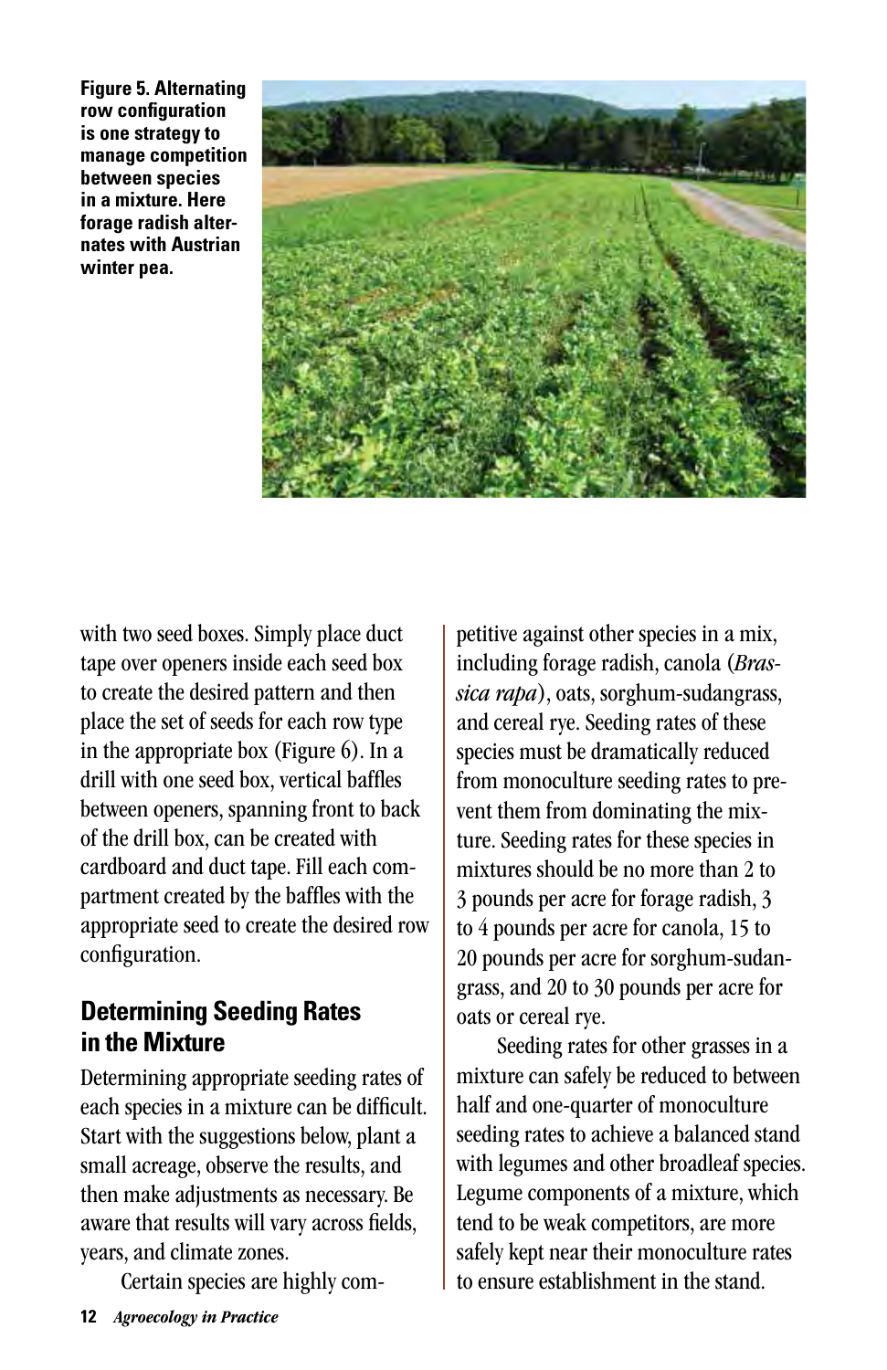**Figure 5. Alternating row configuration is one strategy to manage competition between species in a mixture. Here forage radish alternates with Austrian winter pea.**

with two seed boxes. Simply place duct tape over openers inside each seed box to create the desired pattern and then place the set of seeds for each row type in the appropriate box (Figure 6). In a drill with one seed box, vertical baffles between openers, spanning front to back of the drill box, can be created with cardboard and duct tape. Fill each compartment created by the baffles with the appropriate seed to create the desired row configuration.

## Determining Seeding Rates in the Mixture

Determining appropriate seeding rates of each species in a mixture can be difficult. Start with the suggestions below, plant a small acreage, observe the results, and then make adjustments as necessary. Be aware that results will vary across fields, years, and climate zones.

Certain species are highly competitive against other species in a mix, including forage radish, canola (*Brassica rapa*), oats, sorghum-sudangrass, and cereal rye. Seeding rates of these species must be dramatically reduced from monoculture seeding rates to prevent them from dominating the mixture. Seeding rates for these species in mixtures should be no more than 2 to 3 pounds per acre for forage radish, 3 to 4 pounds per acre for canola, 15 to 20 pounds per acre for sorghum-sudangrass, and 20 to 30 pounds per acre for oats or cereal rye.

Seeding rates for other grasses in a mixture can safely be reduced to between half and one-quarter of monoculture seeding rates to achieve a balanced stand with legumes and other broadleaf species. Legume components of a mixture, which tend to be weak competitors, are more safely kept near their monoculture rates to ensure establishment in the stand.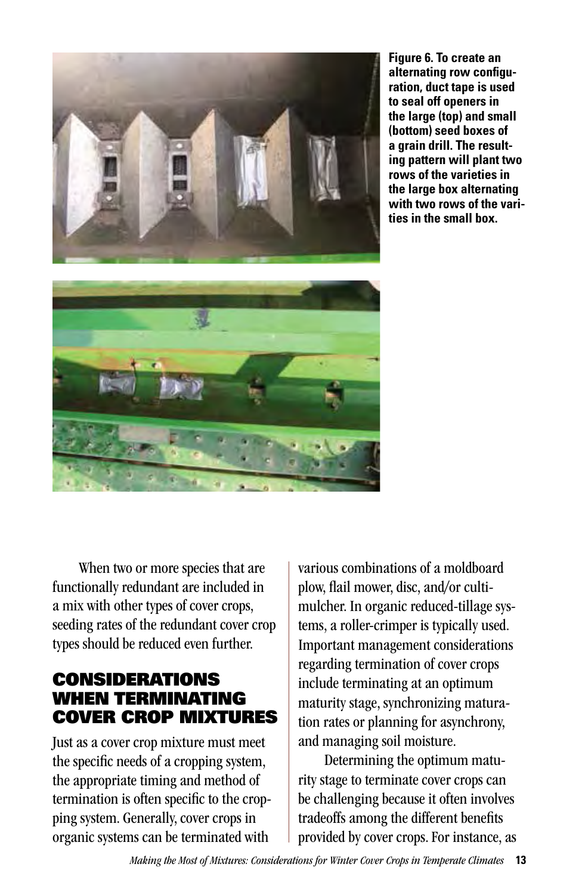**Figure 6. To create an alternating row configuration, duct tape is used to seal off openers in the large (top) and small (bottom) seed boxes of a grain drill. The resulting pattern will plant two rows of the varieties in the large box alternating with two rows of the varities in the small box.**

When two or more species that are functionally redundant are included in a mix with other types of cover crops, seeding rates of the redundant cover crop types should be reduced even further.

## CONSIDERATIONS WHEN TERMINATING COVER CROP MIXTURES

Just as a cover crop mixture must meet the specific needs of a cropping system, the appropriate timing and method of termination is often specific to the cropping system. Generally, cover crops in organic systems can be terminated with various combinations of a moldboard plow, flail mower, disc, and/or cultimulcher. In organic reduced-tillage systems, a roller-crimper is typically used. Important management considerations regarding termination of cover crops include terminating at an optimum maturity stage, synchronizing maturation rates or planning for asynchrony, and managing soil moisture.

Determining the optimum maturity stage to terminate cover crops can be challenging because it often involves tradeoffs among the different benefits provided by cover crops. For instance, as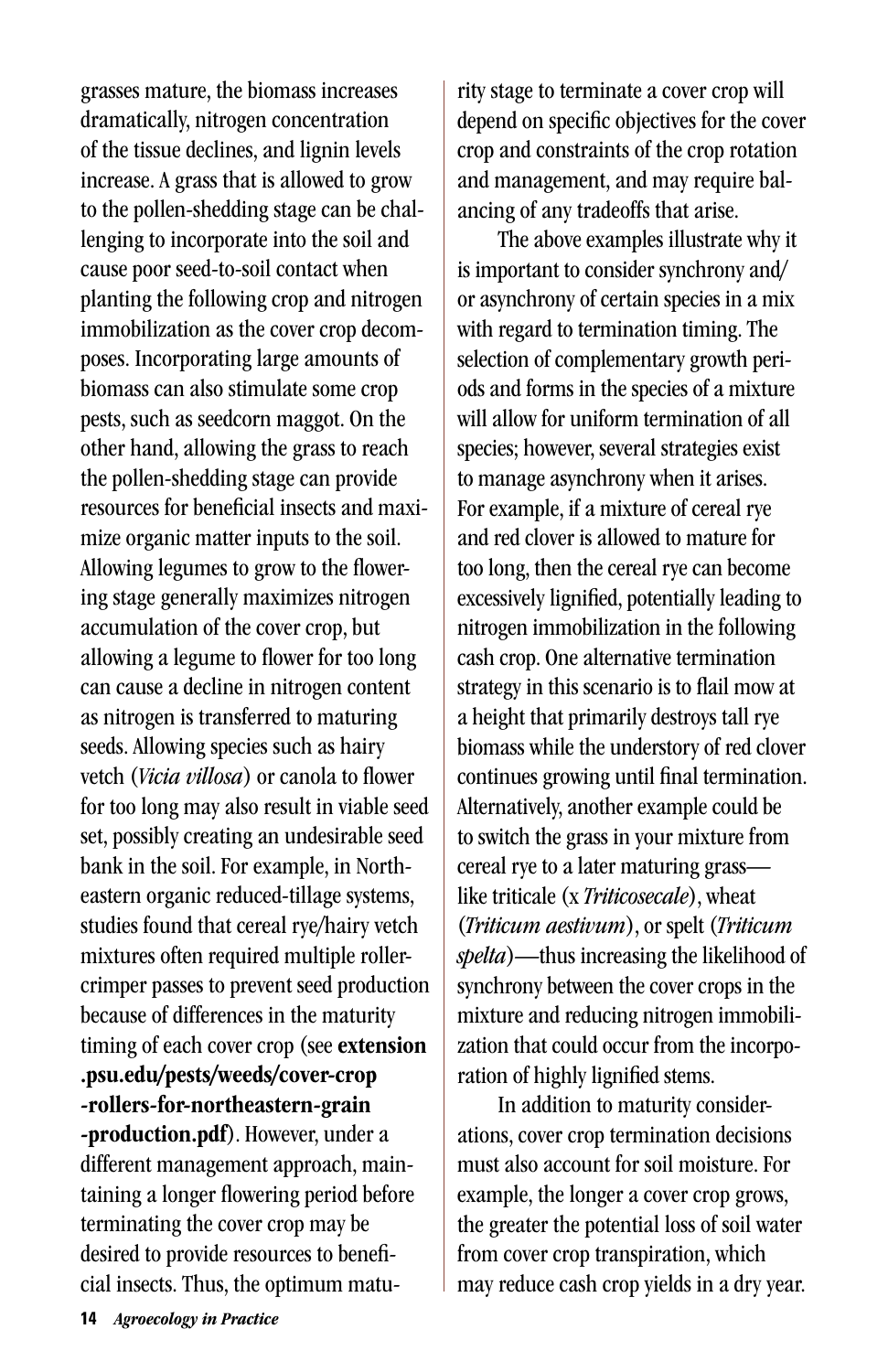grasses mature, the biomass increases dramatically, nitrogen concentration of the tissue declines, and lignin levels increase. A grass that is allowed to grow to the pollen-shedding stage can be challenging to incorporate into the soil and cause poor seed-to-soil contact when planting the following crop and nitrogen immobilization as the cover crop decomposes. Incorporating large amounts of biomass can also stimulate some crop pests, such as seedcorn maggot. On the other hand, allowing the grass to reach the pollen-shedding stage can provide resources for beneficial insects and maximize organic matter inputs to the soil. Allowing legumes to grow to the flowering stage generally maximizes nitrogen accumulation of the cover crop, but allowing a legume to flower for too long can cause a decline in nitrogen content as nitrogen is transferred to maturing seeds. Allowing species such as hairy vetch (*Vicia villosa*) or canola to flower for too long may also result in viable seed set, possibly creating an undesirable seed bank in the soil. For example, in Northeastern organic reduced-tillage systems, studies found that cereal rye/hairy vetch mixtures often required multiple roller-crimper passes to prevent seed production because of differences in the maturity timing of each cover crop (see **extension.psu.edu/pests/weeds/cover-crop-rollers-for-northeastern-grain-production.pdf**). However, under a different management approach, maintaining a longer flowering period before terminating the cover crop may be desired to provide resources to beneficial insects. Thus, the optimum maturity stage to terminate a cover crop will depend on specific objectives for the cover crop and constraints of the crop rotation and management, and may require balancing of any tradeoffs that arise.

The above examples illustrate why it is important to consider synchrony and/or asynchrony of certain species in a mix with regard to termination timing. The selection of complementary growth periods and forms in the species of a mixture will allow for uniform termination of all species; however, several strategies exist to manage asynchrony when it arises. For example, if a mixture of cereal rye and red clover is allowed to mature for too long, then the cereal rye can become excessively lignified, potentially leading to nitrogen immobilization in the following cash crop. One alternative termination strategy in this scenario is to flail mow at a height that primarily destroys tall rye biomass while the understory of red clover continues growing until final termination. Alternatively, another example could be to switch the grass in your mixture from cereal rye to a later maturing grass—like triticale (x *Triticosecale*), wheat (*Triticum aestivum*), or spelt (*Triticum spelta*)—thus increasing the likelihood of synchrony between the cover crops in the mixture and reducing nitrogen immobilization that could occur from the incorporation of highly lignified stems.

In addition to maturity considerations, cover crop termination decisions must also account for soil moisture. For example, the longer a cover crop grows, the greater the potential loss of soil water from cover crop transpiration, which may reduce cash crop yields in a dry year.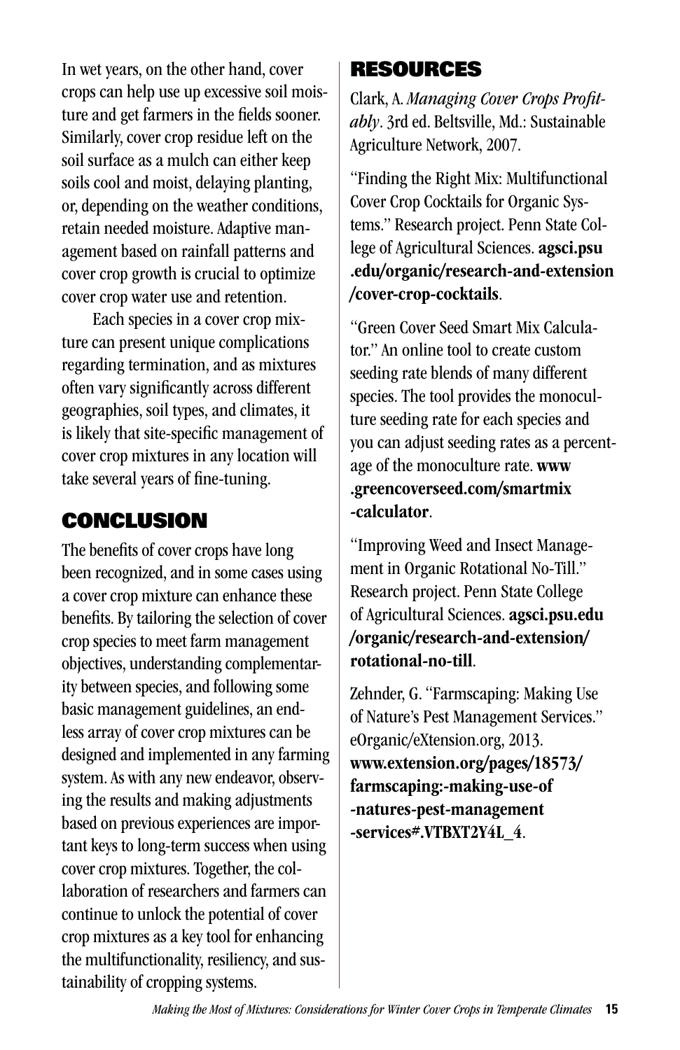In wet years, on the other hand, cover crops can help use up excessive soil moisture and get farmers in the fields sooner. Similarly, cover crop residue left on the soil surface as a mulch can either keep soils cool and moist, delaying planting, or, depending on the weather conditions, retain needed moisture. Adaptive management based on rainfall patterns and cover crop growth is crucial to optimize cover crop water use and retention.

Each species in a cover crop mixture can present unique complications regarding termination, and as mixtures often vary significantly across different geographies, soil types, and climates, it is likely that site-specific management of cover crop mixtures in any location will take several years of fine-tuning.

## CONCLUSION

The benefits of cover crops have long been recognized, and in some cases using a cover crop mixture can enhance these benefits. By tailoring the selection of cover crop species to meet farm management objectives, understanding complementarity between species, and following some basic management guidelines, an endless array of cover crop mixtures can be designed and implemented in any farming system. As with any new endeavor, observing the results and making adjustments based on previous experiences are important keys to long-term success when using cover crop mixtures. Together, the collaboration of researchers and farmers can continue to unlock the potential of cover crop mixtures as a key tool for enhancing the multifunctionality, resiliency, and sustainability of cropping systems.

## RESOURCES

Clark, A. *Managing Cover Crops Profitably*. 3rd ed. Beltsville, Md.: Sustainable Agriculture Network, 2007.

"Finding the Right Mix: Multifunctional Cover Crop Cocktails for Organic Systems." Research project. Penn State College of Agricultural Sciences. **agsci.psu.edu/organic/research-and-extension/cover-crop-cocktails**.

"Green Cover Seed Smart Mix Calculator." An online tool to create custom seeding rate blends of many different species. The tool provides the monoculture seeding rate for each species and you can adjust seeding rates as a percentage of the monoculture rate. **www.greencoverseed.com/smartmix-calculator**.

"Improving Weed and Insect Management in Organic Rotational No-Till." Research project. Penn State College of Agricultural Sciences. **agsci.psu.edu/organic/research-and-extension/rotational-no-till**.

Zehnder, G. "Farmscaping: Making Use of Nature's Pest Management Services." eOrganic/eXtension.org, 2013. **www.extension.org/pages/18573/farmscaping:-making-use-of-natures-pest-management-services#.VTBXT2Y4L_4**.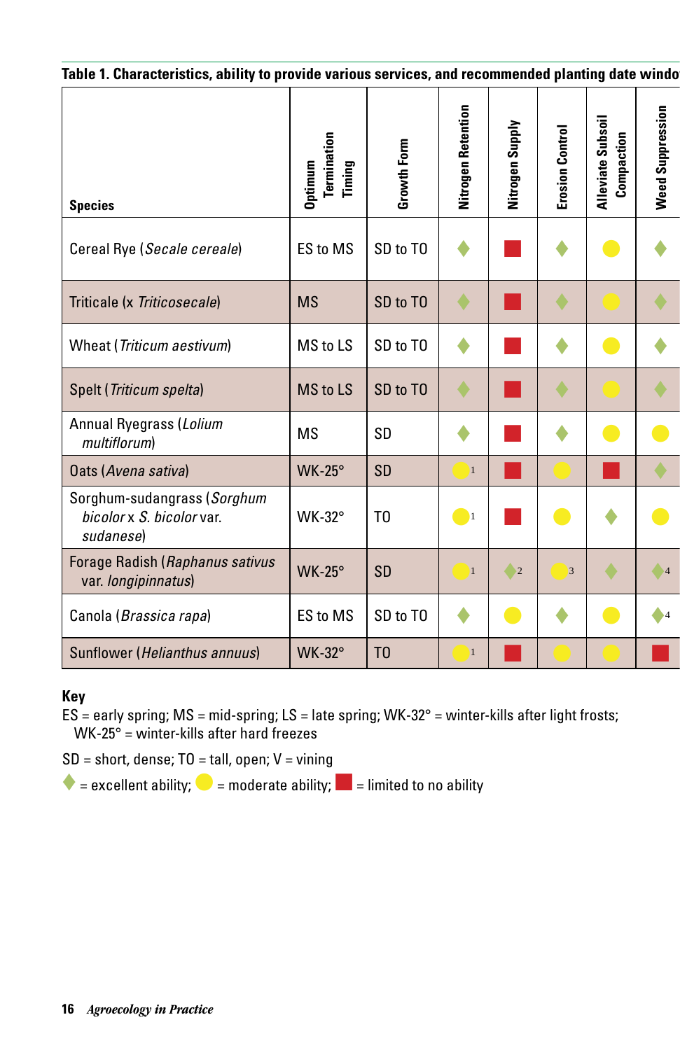**Table 1. Characteristics, ability to provide various services, and recommended planting date windo**

| Species | Optimum Termination Timing | Growth Form | Nitrogen Retention | Nitrogen Supply | Erosion Control | Alleviate Subsoil Compaction | Weed Suppression |
|---|---|---|---|---|---|---|---|
| Cereal Rye (*Secale cereale*) | ES to MS | SD to TO | ◆ | ■ | ◆ | ● | ◆ |
| Triticale (x *Triticosecale*) | MS | SD to TO | ◆ | ■ | ◆ | ● | ◆ |
| Wheat (*Triticum aestivum*) | MS to LS | SD to TO | ◆ | ■ | ◆ | ● | ◆ |
| Spelt (*Triticum spelta*) | MS to LS | SD to TO | ◆ | ■ | ◆ | ● | ◆ |
| Annual Ryegrass (*Lolium multiflorum*) | MS | SD | ◆ | ■ | ◆ | ● | ● |
| Oats (*Avena sativa*) | WK-25° | SD | ● [1] | ■ | ● | ■ | ◆ |
| Sorghum-sudangrass (*Sorghum bicolor* x *S. bicolor* var. *sudanese*) | WK-32° | TO | ● [1] | ■ | ● | ◆ | ● |
| Forage Radish (*Raphanus sativus* var. *longipinnatus*) | WK-25° | SD | ● [1] | ◆ [2] | ● [3] | ◆ | ◆ [4] |
| Canola (*Brassica rapa*) | ES to MS | SD to TO | ◆ | ● | ◆ | ● | ◆ [4] |
| Sunflower (*Helianthus annuus*) | WK-32° | TO | ● [1] | ■ | ● | ● | ■ |

**Key**

ES = early spring; MS = mid-spring; LS = late spring; WK-32° = winter-kills after light frosts; WK-25° = winter-kills after hard freezes

SD = short, dense; TO = tall, open; V = vining

◆ = excellent ability; ● = moderate ability; ■ = limited to no ability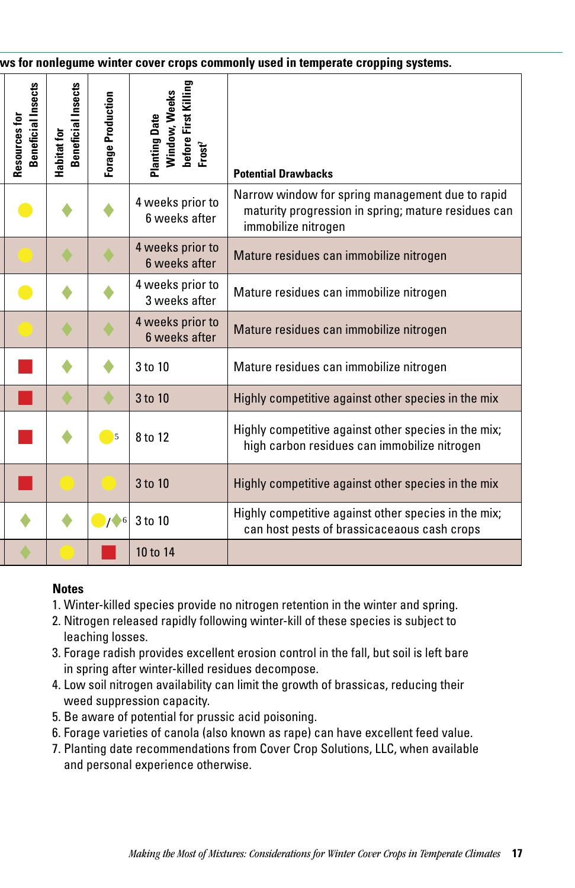ws for nonlegume winter cover crops commonly used in temperate cropping systems.

| Resources for Beneficial Insects | Habitat for Beneficial Insects | Forage Production | Planting Date Window, Weeks before First Killing Frost[7] | Potential Drawbacks |
|---|---|---|---|---|
| ● | ◆ | ◆ | 4 weeks prior to 6 weeks after | Narrow window for spring management due to rapid maturity progression in spring; mature residues can immobilize nitrogen |
| ● | ◆ | ◆ | 4 weeks prior to 6 weeks after | Mature residues can immobilize nitrogen |
| ● | ◆ | ◆ | 4 weeks prior to 3 weeks after | Mature residues can immobilize nitrogen |
| ● | ◆ | ◆ | 4 weeks prior to 6 weeks after | Mature residues can immobilize nitrogen |
| ■ | ◆ | ◆ | 3 to 10 | Mature residues can immobilize nitrogen |
| ■ | ◆ | ◆ | 3 to 10 | Highly competitive against other species in the mix |
| ■ | ◆ | ●[5] | 8 to 12 | Highly competitive against other species in the mix; high carbon residues can immobilize nitrogen |
| ■ | ● | ● | 3 to 10 | Highly competitive against other species in the mix |
| ◆ | ◆ | ●/◆[6] | 3 to 10 | Highly competitive against other species in the mix; can host pests of brassicaceaous cash crops |
| ◆ | ● | ■ | 10 to 14 | |

**Notes**

1. Winter-killed species provide no nitrogen retention in the winter and spring.
2. Nitrogen released rapidly following winter-kill of these species is subject to leaching losses.
3. Forage radish provides excellent erosion control in the fall, but soil is left bare in spring after winter-killed residues decompose.
4. Low soil nitrogen availability can limit the growth of brassicas, reducing their weed suppression capacity.
5. Be aware of potential for prussic acid poisoning.
6. Forage varieties of canola (also known as rape) can have excellent feed value.
7. Planting date recommendations from Cover Crop Solutions, LLC, when available and personal experience otherwise.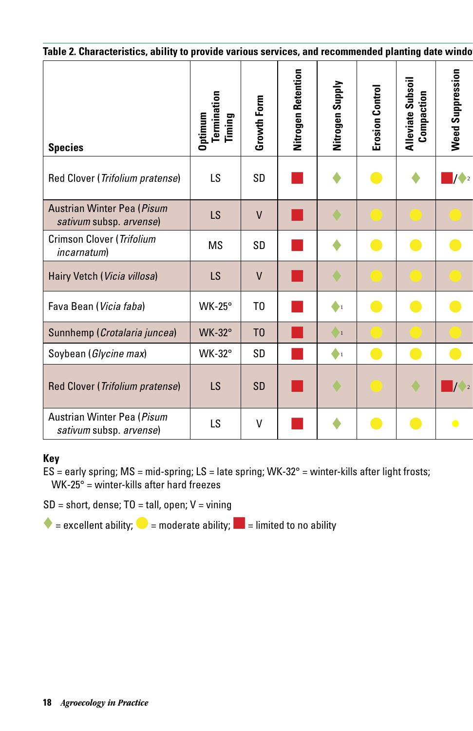**Table 2. Characteristics, ability to provide various services, and recommended planting date windo**

| Species | Optimum Termination Timing | Growth Form | Nitrogen Retention | Nitrogen Supply | Erosion Control | Alleviate Subsoil Compaction | Weed Suppression |
|---|---|---|---|---|---|---|---|
| Red Clover (*Trifolium pratense*) | LS | SD | ■ | ◆ | ● | ◆ | ■/◆[2] |
| Austrian Winter Pea (*Pisum sativum* subsp. *arvense*) | LS | V | ■ | ◆ | ● | ● | ● |
| Crimson Clover (*Trifolium incarnatum*) | MS | SD | ■ | ◆ | ● | ● | ● |
| Hairy Vetch (*Vicia villosa*) | LS | V | ■ | ◆ | ● | ● | ● |
| Fava Bean (*Vicia faba*) | WK-25° | TO | ■ | ◆[1] | ● | ● | ● |
| Sunnhemp (*Crotalaria juncea*) | WK-32° | TO | ■ | ◆[1] | ● | ● | ● |
| Soybean (*Glycine max*) | WK-32° | SD | ■ | ◆[1] | ● | ● | ● |
| Red Clover (*Trifolium pratense*) | LS | SD | ■ | ◆ | ● | ◆ | ■/◆[2] |
| Austrian Winter Pea (*Pisum sativum* subsp. *arvense*) | LS | V | ■ | ◆ | ● | ● | ● |

**Key**

ES = early spring; MS = mid-spring; LS = late spring; WK-32° = winter-kills after light frosts; WK-25° = winter-kills after hard freezes

SD = short, dense; TO = tall, open; V = vining

◆ = excellent ability; ● = moderate ability; ■ = limited to no ability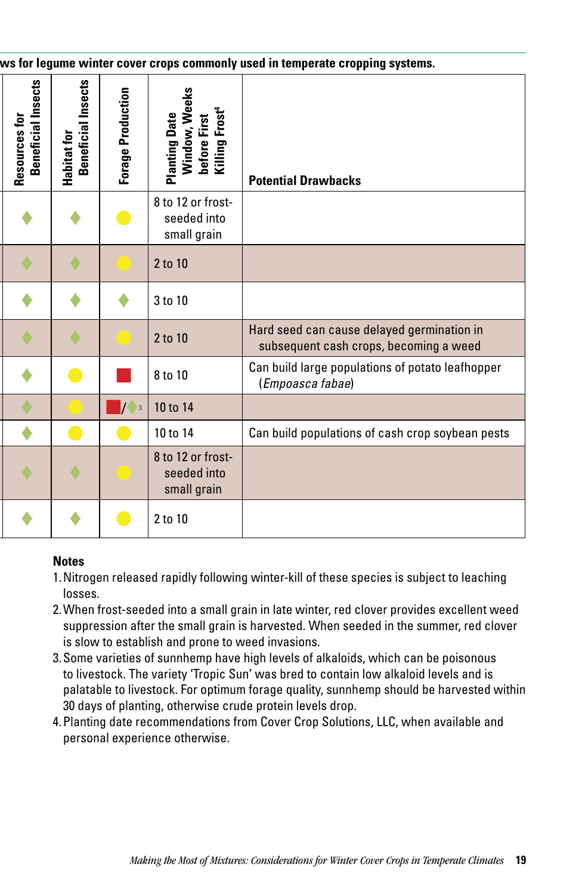ws for legume winter cover crops commonly used in temperate cropping systems.

| Resources for Beneficial Insects | Habitat for Beneficial Insects | Forage Production | Planting Date Window, Weeks before First Killing Frost[4] | Potential Drawbacks |
|---|---|---|---|---|
| ♦ | ♦ | ● | 8 to 12 or frost-seeded into small grain | |
| ♦ | ♦ | ● | 2 to 10 | |
| ♦ | ♦ | ♦ | 3 to 10 | |
| ♦ | ♦ | ● | 2 to 10 | Hard seed can cause delayed germination in subsequent cash crops, becoming a weed |
| ♦ | ● | ■ | 8 to 10 | Can build large populations of potato leafhopper (*Empoasca fabae*) |
| ♦ | ● | ■/♦[3] | 10 to 14 | |
| ♦ | ● | ● | 10 to 14 | Can build populations of cash crop soybean pests |
| ♦ | ♦ | ● | 8 to 12 or frost-seeded into small grain | |
| ♦ | ♦ | ● | 2 to 10 | |

**Notes**

1. Nitrogen released rapidly following winter-kill of these species is subject to leaching losses.
2. When frost-seeded into a small grain in late winter, red clover provides excellent weed suppression after the small grain is harvested. When seeded in the summer, red clover is slow to establish and prone to weed invasions.
3. Some varieties of sunnhemp have high levels of alkaloids, which can be poisonous to livestock. The variety 'Tropic Sun' was bred to contain low alkaloid levels and is palatable to livestock. For optimum forage quality, sunnhemp should be harvested within 30 days of planting, otherwise crude protein levels drop.
4. Planting date recommendations from Cover Crop Solutions, LLC, when available and personal experience otherwise.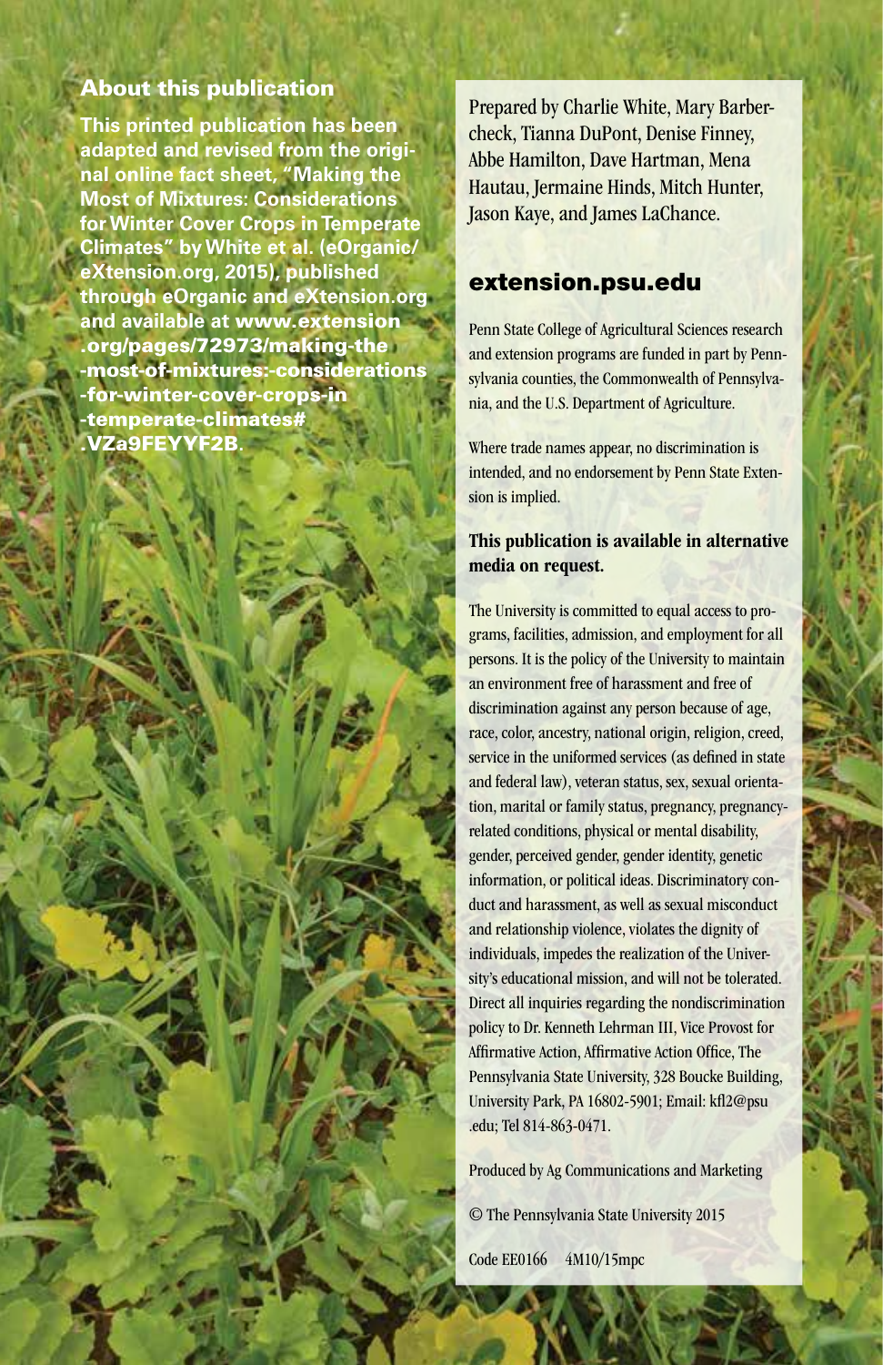## About this publication

**This printed publication has been adapted and revised from the original online fact sheet, "Making the Most of Mixtures: Considerations for Winter Cover Crops in Temperate Climates" by White et al. (eOrganic/eXtension.org, 2015), published through eOrganic and eXtension.org and available at www.extension.org/pages/72973/making-the-most-of-mixtures:-considerations-for-winter-cover-crops-in-temperate-climates#.VZa9FEYYF2B.**

Prepared by Charlie White, Mary Barbercheck, Tianna DuPont, Denise Finney, Abbe Hamilton, Dave Hartman, Mena Hautau, Jermaine Hinds, Mitch Hunter, Jason Kaye, and James LaChance.

## extension.psu.edu

Penn State College of Agricultural Sciences research and extension programs are funded in part by Pennsylvania counties, the Commonwealth of Pennsylvania, and the U.S. Department of Agriculture.

Where trade names appear, no discrimination is intended, and no endorsement by Penn State Extension is implied.

**This publication is available in alternative media on request.**

The University is committed to equal access to programs, facilities, admission, and employment for all persons. It is the policy of the University to maintain an environment free of harassment and free of discrimination against any person because of age, race, color, ancestry, national origin, religion, creed, service in the uniformed services (as defined in state and federal law), veteran status, sex, sexual orientation, marital or family status, pregnancy, pregnancy-related conditions, physical or mental disability, gender, perceived gender, gender identity, genetic information, or political ideas. Discriminatory conduct and harassment, as well as sexual misconduct and relationship violence, violates the dignity of individuals, impedes the realization of the University's educational mission, and will not be tolerated. Direct all inquiries regarding the nondiscrimination policy to Dr. Kenneth Lehrman III, Vice Provost for Affirmative Action, Affirmative Action Office, The Pennsylvania State University, 328 Boucke Building, University Park, PA 16802-5901; Email: kfl2@psu.edu; Tel 814-863-0471.

Produced by Ag Communications and Marketing

© The Pennsylvania State University 2015

Code EE0166 4M10/15mpc